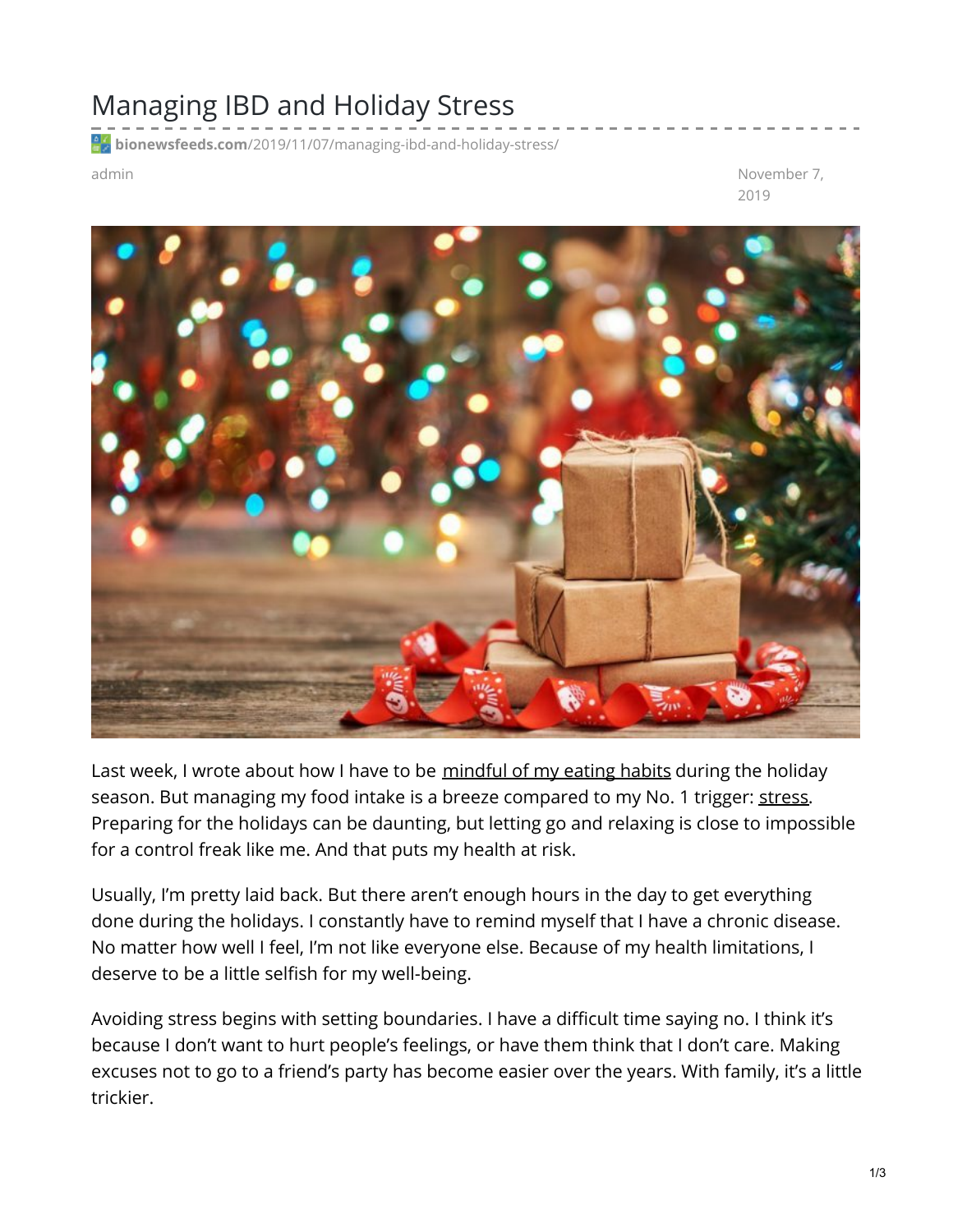# Managing IBD and Holiday Stress

bionewsfeeds.com/2019/11/07/managing-ibd-and-holiday-stress/

admin

November 7, 2019

Last week, I wrote about how I have to be mindful of my eating habits during the holiday season. But managing my food intake is a breeze compared to my No. 1 trigger: stress. Preparing for the holidays can be daunting, but letting go and relaxing is close to impossible for a control freak like me. And that puts my health at risk.

Usually, I'm pretty laid back. But there aren't enough hours in the day to get everything done during the holidays. I constantly have to remind myself that I have a chronic disease. No matter how well I feel, I'm not like everyone else. Because of my health limitations, I deserve to be a little selfish for my well-being.

Avoiding stress begins with setting boundaries. I have a difficult time saying no. I think it's because I don't want to hurt people's feelings, or have them think that I don't care. Making excuses not to go to a friend's party has become easier over the years. With family, it's a little trickier.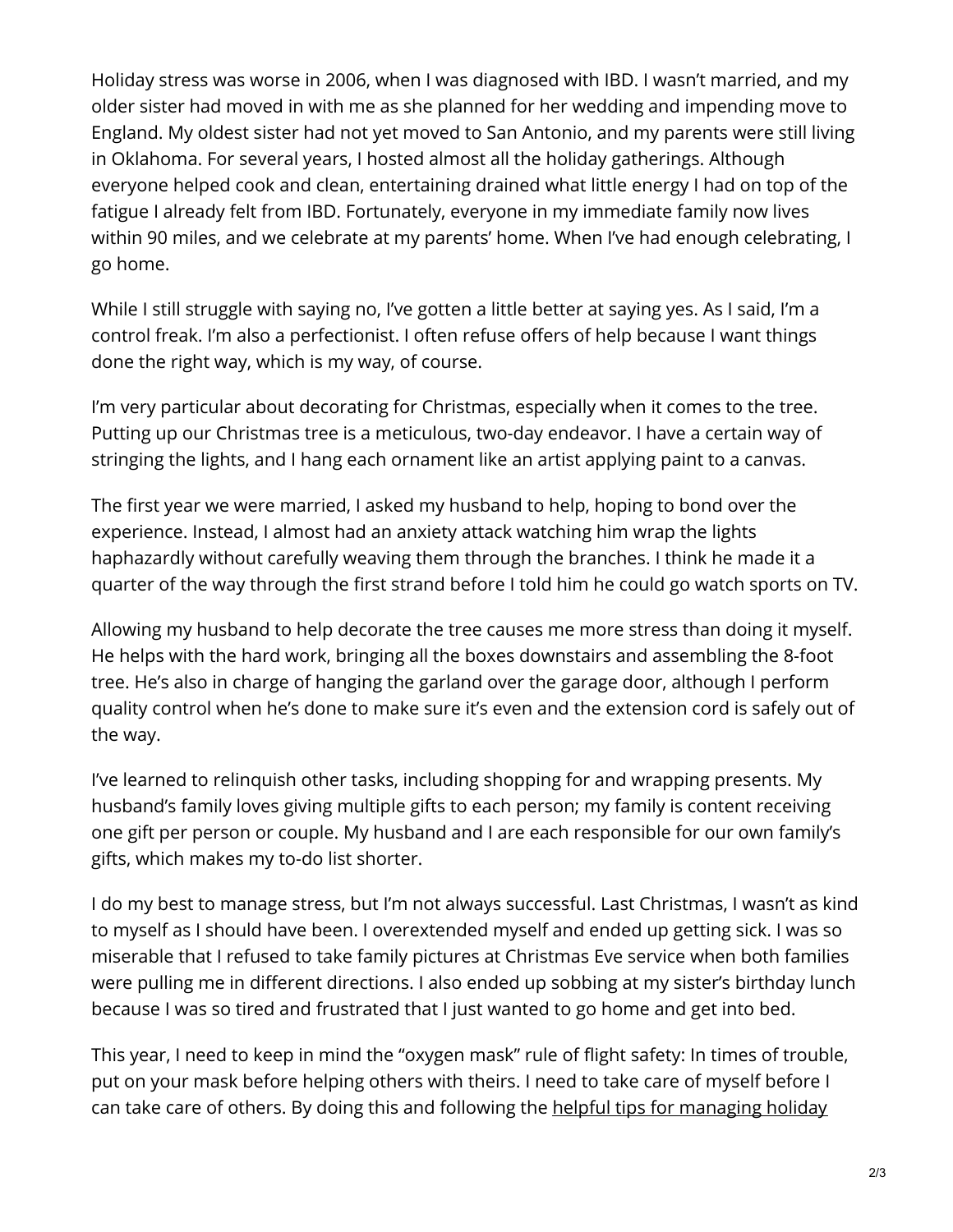Holiday stress was worse in 2006, when I was diagnosed with IBD. I wasn't married, and my older sister had moved in with me as she planned for her wedding and impending move to England. My oldest sister had not yet moved to San Antonio, and my parents were still living in Oklahoma. For several years, I hosted almost all the holiday gatherings. Although everyone helped cook and clean, entertaining drained what little energy I had on top of the fatigue I already felt from IBD. Fortunately, everyone in my immediate family now lives within 90 miles, and we celebrate at my parents' home. When I've had enough celebrating, I go home.

While I still struggle with saying no, I've gotten a little better at saying yes. As I said, I'm a control freak. I'm also a perfectionist. I often refuse offers of help because I want things done the right way, which is my way, of course.

I'm very particular about decorating for Christmas, especially when it comes to the tree. Putting up our Christmas tree is a meticulous, two-day endeavor. I have a certain way of stringing the lights, and I hang each ornament like an artist applying paint to a canvas.

The first year we were married, I asked my husband to help, hoping to bond over the experience. Instead, I almost had an anxiety attack watching him wrap the lights haphazardly without carefully weaving them through the branches. I think he made it a quarter of the way through the first strand before I told him he could go watch sports on TV.

Allowing my husband to help decorate the tree causes me more stress than doing it myself. He helps with the hard work, bringing all the boxes downstairs and assembling the 8-foot tree. He's also in charge of hanging the garland over the garage door, although I perform quality control when he's done to make sure it's even and the extension cord is safely out of the way.

I've learned to relinquish other tasks, including shopping for and wrapping presents. My husband's family loves giving multiple gifts to each person; my family is content receiving one gift per person or couple. My husband and I are each responsible for our own family's gifts, which makes my to-do list shorter.

I do my best to manage stress, but I'm not always successful. Last Christmas, I wasn't as kind to myself as I should have been. I overextended myself and ended up getting sick. I was so miserable that I refused to take family pictures at Christmas Eve service when both families were pulling me in different directions. I also ended up sobbing at my sister's birthday lunch because I was so tired and frustrated that I just wanted to go home and get into bed.

This year, I need to keep in mind the "oxygen mask" rule of flight safety: In times of trouble, put on your mask before helping others with theirs. I need to take care of myself before I can take care of others. By doing this and following the helpful tips for managing holiday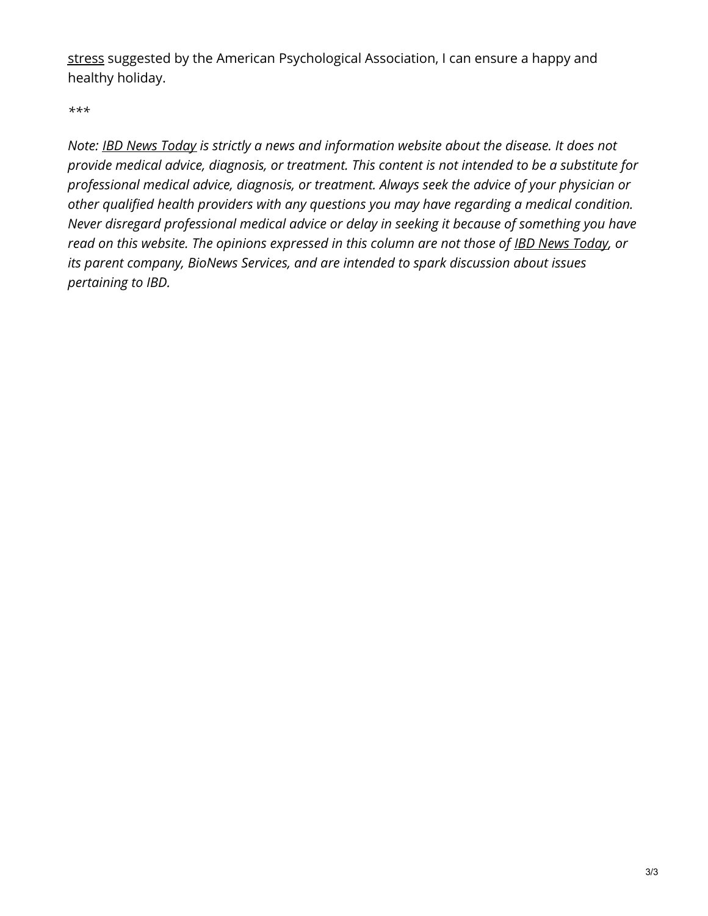stress suggested by the American Psychological Association, I can ensure a happy and healthy holiday.

*\*\**

*Note: IBD News Today is strictly a news and information website about the disease. It does not provide medical advice, diagnosis, or treatment. This content is not intended to be a substitute for professional medical advice, diagnosis, or treatment. Always seek the advice of your physician or other qualified health providers with any questions you may have regarding a medical condition. Never disregard professional medical advice or delay in seeking it because of something you have read on this website. The opinions expressed in this column are not those of IBD News Today, or its parent company, BioNews Services, and are intended to spark discussion about issues pertaining to IBD.*